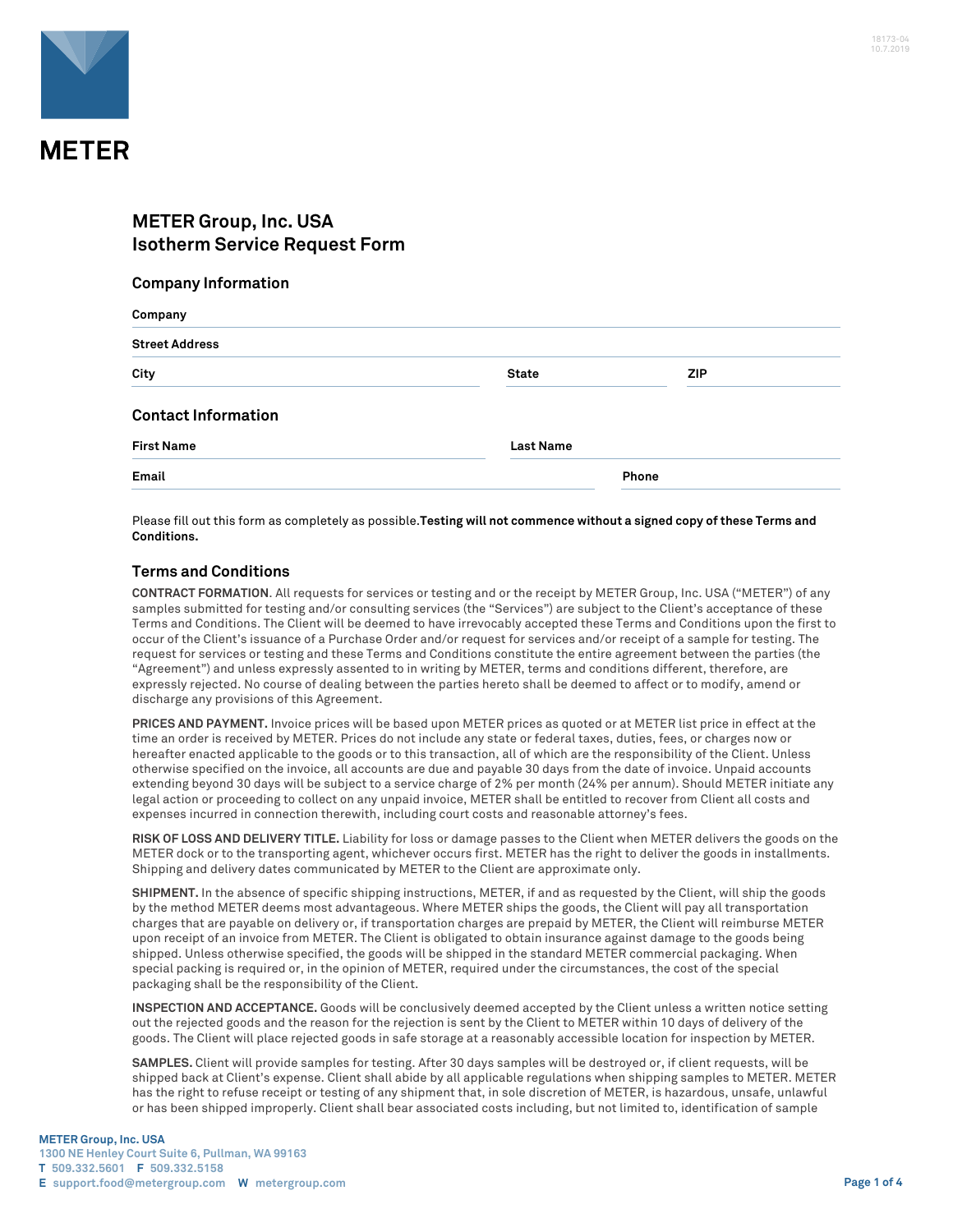METER

# METER Group, Inc. USA
# Isotherm Service Request Form

## Company Information

**Company**

**Street Address**

**City** | **State** | **ZIP**

## Contact Information

**First Name** | **Last Name**

**Email** | **Phone**

Please fill out this form as completely as possible.**Testing will not commence without a signed copy of these Terms and Conditions.**

## Terms and Conditions

**CONTRACT FORMATION**. All requests for services or testing and or the receipt by METER Group, Inc. USA ("METER") of any samples submitted for testing and/or consulting services (the "Services") are subject to the Client's acceptance of these Terms and Conditions. The Client will be deemed to have irrevocably accepted these Terms and Conditions upon the first to occur of the Client's issuance of a Purchase Order and/or request for services and/or receipt of a sample for testing. The request for services or testing and these Terms and Conditions constitute the entire agreement between the parties (the "Agreement") and unless expressly assented to in writing by METER, terms and conditions different, therefore, are expressly rejected. No course of dealing between the parties hereto shall be deemed to affect or to modify, amend or discharge any provisions of this Agreement.

**PRICES AND PAYMENT.** Invoice prices will be based upon METER prices as quoted or at METER list price in effect at the time an order is received by METER. Prices do not include any state or federal taxes, duties, fees, or charges now or hereafter enacted applicable to the goods or to this transaction, all of which are the responsibility of the Client. Unless otherwise specified on the invoice, all accounts are due and payable 30 days from the date of invoice. Unpaid accounts extending beyond 30 days will be subject to a service charge of 2% per month (24% per annum). Should METER initiate any legal action or proceeding to collect on any unpaid invoice, METER shall be entitled to recover from Client all costs and expenses incurred in connection therewith, including court costs and reasonable attorney's fees.

**RISK OF LOSS AND DELIVERY TITLE.** Liability for loss or damage passes to the Client when METER delivers the goods on the METER dock or to the transporting agent, whichever occurs first. METER has the right to deliver the goods in installments. Shipping and delivery dates communicated by METER to the Client are approximate only.

**SHIPMENT.** In the absence of specific shipping instructions, METER, if and as requested by the Client, will ship the goods by the method METER deems most advantageous. Where METER ships the goods, the Client will pay all transportation charges that are payable on delivery or, if transportation charges are prepaid by METER, the Client will reimburse METER upon receipt of an invoice from METER. The Client is obligated to obtain insurance against damage to the goods being shipped. Unless otherwise specified, the goods will be shipped in the standard METER commercial packaging. When special packing is required or, in the opinion of METER, required under the circumstances, the cost of the special packaging shall be the responsibility of the Client.

**INSPECTION AND ACCEPTANCE.** Goods will be conclusively deemed accepted by the Client unless a written notice setting out the rejected goods and the reason for the rejection is sent by the Client to METER within 10 days of delivery of the goods. The Client will place rejected goods in safe storage at a reasonably accessible location for inspection by METER.

**SAMPLES.** Client will provide samples for testing. After 30 days samples will be destroyed or, if client requests, will be shipped back at Client's expense. Client shall abide by all applicable regulations when shipping samples to METER. METER has the right to refuse receipt or testing of any shipment that, in sole discretion of METER, is hazardous, unsafe, unlawful or has been shipped improperly. Client shall bear associated costs including, but not limited to, identification of sample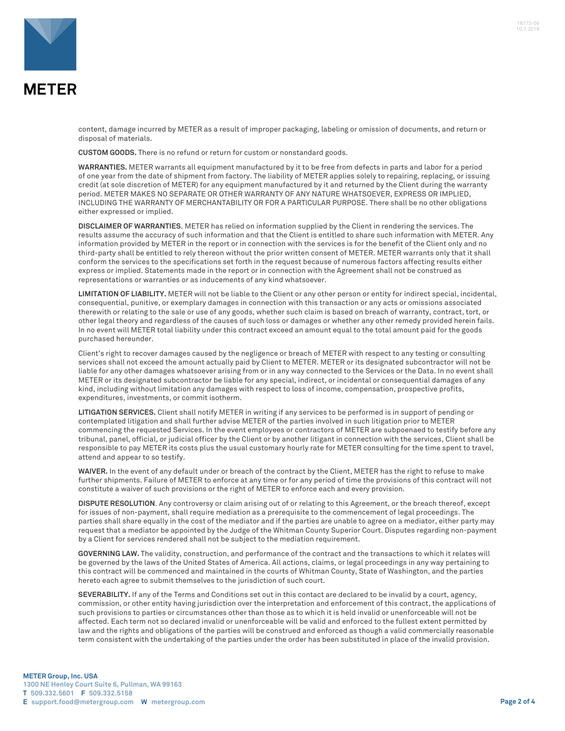content, damage incurred by METER as a result of improper packaging, labeling or omission of documents, and return or disposal of materials.

**CUSTOM GOODS.** There is no refund or return for custom or nonstandard goods.

**WARRANTIES.** METER warrants all equipment manufactured by it to be free from defects in parts and labor for a period of one year from the date of shipment from factory. The liability of METER applies solely to repairing, replacing, or issuing credit (at sole discretion of METER) for any equipment manufactured by it and returned by the Client during the warranty period. METER MAKES NO SEPARATE OR OTHER WARRANTY OF ANY NATURE WHATSOEVER, EXPRESS OR IMPLIED, INCLUDING THE WARRANTY OF MERCHANTABILITY OR FOR A PARTICULAR PURPOSE. There shall be no other obligations either expressed or implied.

**DISCLAIMER OF WARRANTIES**. METER has relied on information supplied by the Client in rendering the services. The results assume the accuracy of such information and that the Client is entitled to share such information with METER. Any information provided by METER in the report or in connection with the services is for the benefit of the Client only and no third-party shall be entitled to rely thereon without the prior written consent of METER. METER warrants only that it shall conform the services to the specifications set forth in the request because of numerous factors affecting results either express or implied. Statements made in the report or in connection with the Agreement shall not be construed as representations or warranties or as inducements of any kind whatsoever.

**LIMITATION OF LIABILITY.** METER will not be liable to the Client or any other person or entity for indirect special, incidental, consequential, punitive, or exemplary damages in connection with this transaction or any acts or omissions associated therewith or relating to the sale or use of any goods, whether such claim is based on breach of warranty, contract, tort, or other legal theory and regardless of the causes of such loss or damages or whether any other remedy provided herein fails. In no event will METER total liability under this contract exceed an amount equal to the total amount paid for the goods purchased hereunder.

Client's right to recover damages caused by the negligence or breach of METER with respect to any testing or consulting services shall not exceed the amount actually paid by Client to METER. METER or its designated subcontractor will not be liable for any other damages whatsoever arising from or in any way connected to the Services or the Data. In no event shall METER or its designated subcontractor be liable for any special, indirect, or incidental or consequential damages of any kind, including without limitation any damages with respect to loss of income, compensation, prospective profits, expenditures, investments, or commit isotherm.

**LITIGATION SERVICES.** Client shall notify METER in writing if any services to be performed is in support of pending or contemplated litigation and shall further advise METER of the parties involved in such litigation prior to METER commencing the requested Services. In the event employees or contractors of METER are subpoenaed to testify before any tribunal, panel, official, or judicial officer by the Client or by another litigant in connection with the services, Client shall be responsible to pay METER its costs plus the usual customary hourly rate for METER consulting for the time spent to travel, attend and appear to so testify.

**WAIVER.** In the event of any default under or breach of the contract by the Client, METER has the right to refuse to make further shipments. Failure of METER to enforce at any time or for any period of time the provisions of this contract will not constitute a waiver of such provisions or the right of METER to enforce each and every provision.

**DISPUTE RESOLUTION**. Any controversy or claim arising out of or relating to this Agreement, or the breach thereof, except for issues of non-payment, shall require mediation as a prerequisite to the commencement of legal proceedings. The parties shall share equally in the cost of the mediator and if the parties are unable to agree on a mediator, either party may request that a mediator be appointed by the Judge of the Whitman County Superior Court. Disputes regarding non-payment by a Client for services rendered shall not be subject to the mediation requirement.

**GOVERNING LAW.** The validity, construction, and performance of the contract and the transactions to which it relates will be governed by the laws of the United States of America. All actions, claims, or legal proceedings in any way pertaining to this contract will be commenced and maintained in the courts of Whitman County, State of Washington, and the parties hereto each agree to submit themselves to the jurisdiction of such court.

**SEVERABILITY.** If any of the Terms and Conditions set out in this contact are declared to be invalid by a court, agency, commission, or other entity having jurisdiction over the interpretation and enforcement of this contract, the applications of such provisions to parties or circumstances other than those as to which it is held invalid or unenforceable will not be affected. Each term not so declared invalid or unenforceable will be valid and enforced to the fullest extent permitted by law and the rights and obligations of the parties will be construed and enforced as though a valid commercially reasonable term consistent with the undertaking of the parties under the order has been substituted in place of the invalid provision.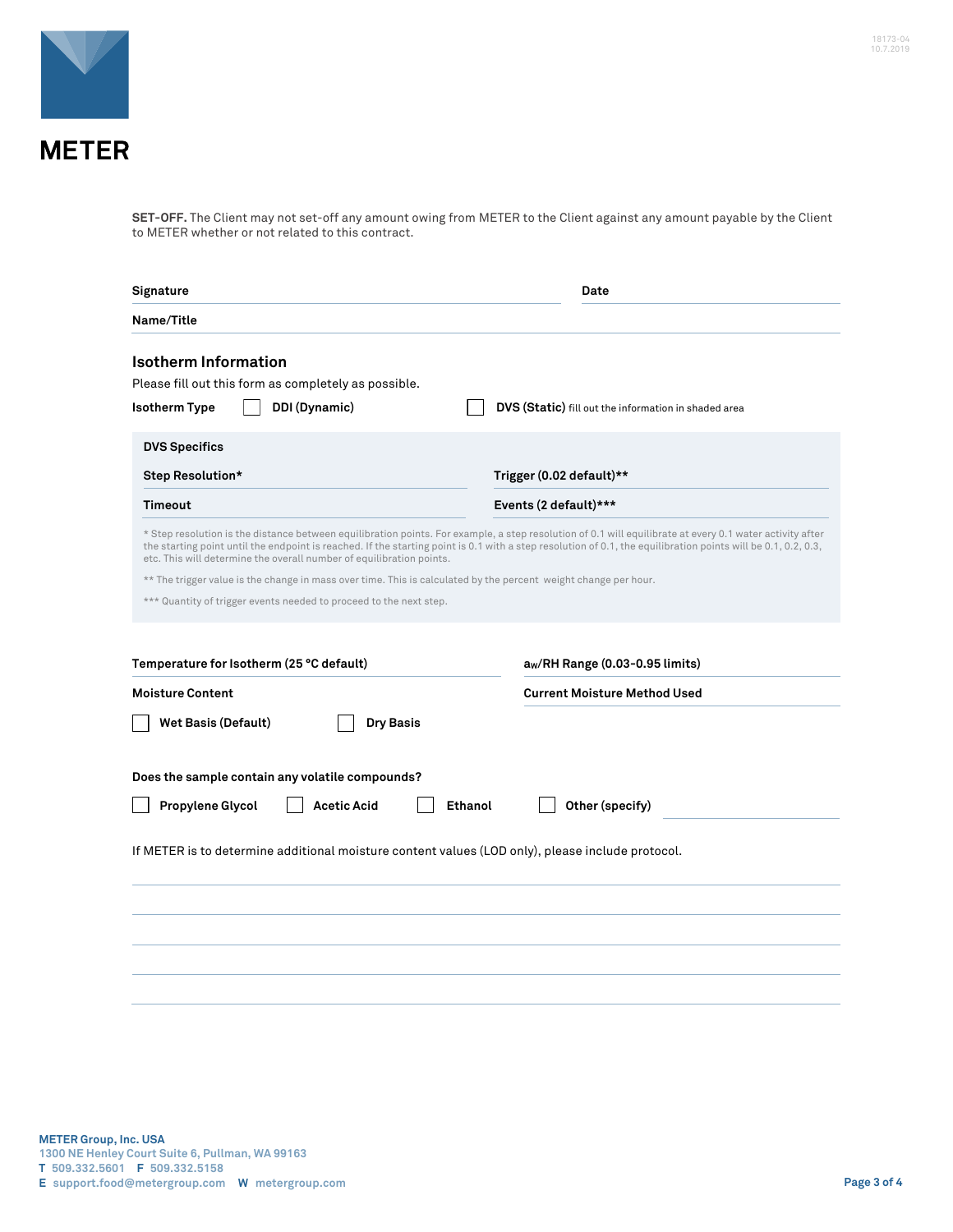**SET-OFF.** The Client may not set-off any amount owing from METER to the Client against any amount payable by the Client to METER whether or not related to this contract.

**Signature** \_\_\_\_\_\_\_\_\_\_\_\_\_\_\_\_\_\_\_\_ **Date** \_\_\_\_\_\_\_\_\_\_\_\_

**Name/Title** \_\_\_\_\_\_\_\_\_\_\_\_\_\_\_\_\_\_\_\_

## Isotherm Information

Please fill out this form as completely as possible.

**Isotherm Type** ☐ **DDI (Dynamic)** ☐ **DVS (Static)** fill out the information in shaded area

**DVS Specifics**

**Step Resolution*** \_\_\_\_\_\_\_\_\_\_ **Trigger (0.02 default)**** \_\_\_\_\_\_\_\_\_\_

**Timeout** \_\_\_\_\_\_\_\_\_\_ **Events (2 default)***** \_\_\_\_\_\_\_\_\_\_

* Step resolution is the distance between equilibration points. For example, a step resolution of 0.1 will equilibrate at every 0.1 water activity after the starting point until the endpoint is reached. If the starting point is 0.1 with a step resolution of 0.1, the equilibration points will be 0.1, 0.2, 0.3, etc. This will determine the overall number of equilibration points.

** The trigger value is the change in mass over time. This is calculated by the percent weight change per hour.

*** Quantity of trigger events needed to proceed to the next step.

**Temperature for Isotherm (25 °C default)** \_\_\_\_\_\_\_\_\_\_ **$a_W$/RH Range (0.03-0.95 limits)** \_\_\_\_\_\_\_\_\_\_

**Moisture Content** **Current Moisture Method Used** \_\_\_\_\_\_\_\_\_\_

☐ **Wet Basis (Default)** ☐ **Dry Basis**

**Does the sample contain any volatile compounds?**

☐ **Propylene Glycol** ☐ **Acetic Acid** ☐ **Ethanol** ☐ **Other (specify)** \_\_\_\_\_\_\_\_\_\_

If METER is to determine additional moisture content values (LOD only), please include protocol.

\_\_\_\_\_\_\_\_\_\_\_\_\_\_\_\_\_\_\_\_\_\_\_\_\_\_\_\_\_\_\_\_\_\_\_\_\_\_\_\_

\_\_\_\_\_\_\_\_\_\_\_\_\_\_\_\_\_\_\_\_\_\_\_\_\_\_\_\_\_\_\_\_\_\_\_\_\_\_\_\_

\_\_\_\_\_\_\_\_\_\_\_\_\_\_\_\_\_\_\_\_\_\_\_\_\_\_\_\_\_\_\_\_\_\_\_\_\_\_\_\_

\_\_\_\_\_\_\_\_\_\_\_\_\_\_\_\_\_\_\_\_\_\_\_\_\_\_\_\_\_\_\_\_\_\_\_\_\_\_\_\_

\_\_\_\_\_\_\_\_\_\_\_\_\_\_\_\_\_\_\_\_\_\_\_\_\_\_\_\_\_\_\_\_\_\_\_\_\_\_\_\_

**METER Group, Inc. USA**
1300 NE Henley Court Suite 6, Pullman, WA 99163
**T** 509.332.5601 **F** 509.332.5158
**E** support.food@metergroup.com **W** metergroup.com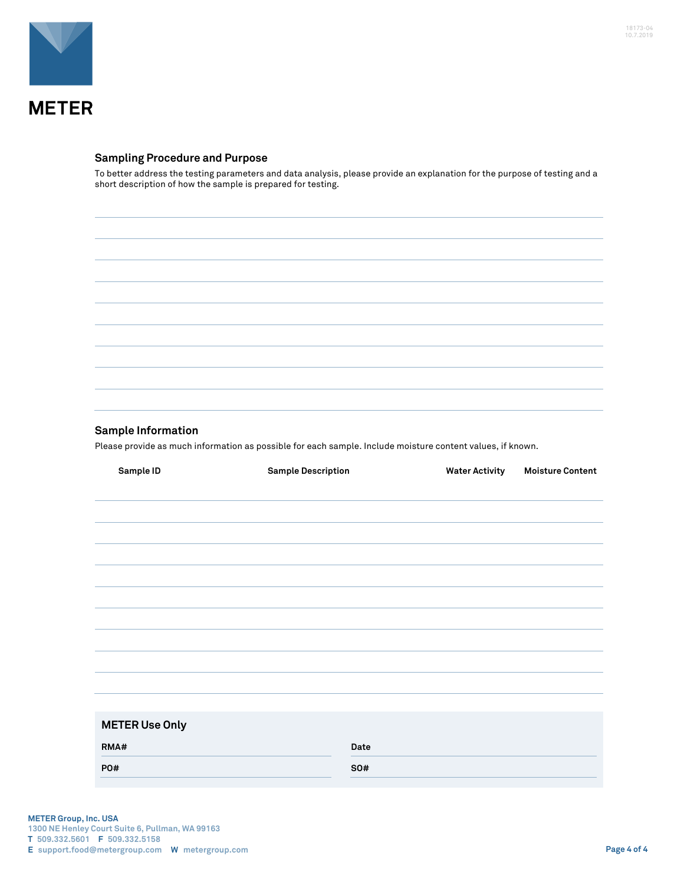METER

18173-04
10.7.2019

## Sampling Procedure and Purpose

To better address the testing parameters and data analysis, please provide an explanation for the purpose of testing and a short description of how the sample is prepared for testing.

## Sample Information

Please provide as much information as possible for each sample. Include moisture content values, if known.

| Sample ID | Sample Description | Water Activity | Moisture Content |
|---|---|---|---|
| | | | |
| | | | |
| | | | |
| | | | |
| | | | |
| | | | |
| | | | |
| | | | |
| | | | |

## METER Use Only

RMA#

Date

PO#

SO#

**METER Group, Inc. USA**
1300 NE Henley Court Suite 6, Pullman, WA 99163
**T** 509.332.5601 **F** 509.332.5158
**E** support.food@metergroup.com **W** metergroup.com